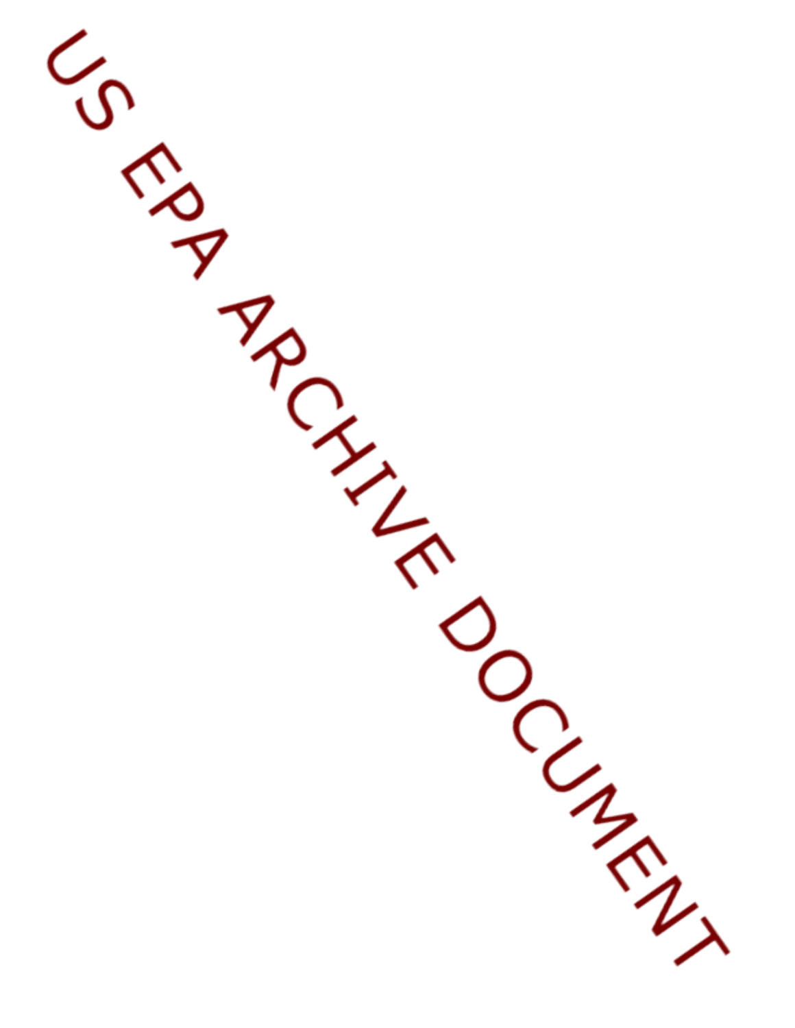US EPA ARCHIVE DOCUMENT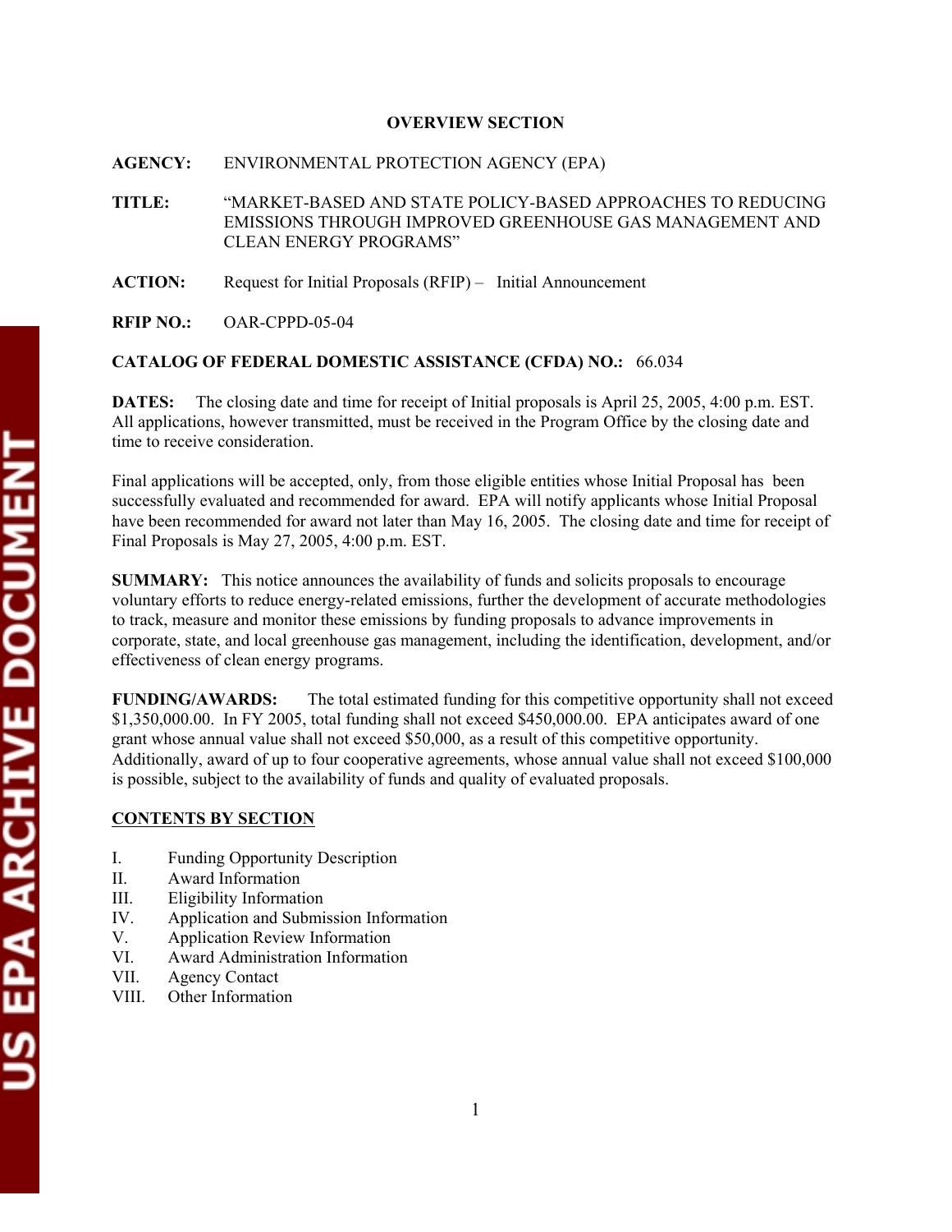## OVERVIEW SECTION

**AGENCY:** ENVIRONMENTAL PROTECTION AGENCY (EPA)

**TITLE:** "MARKET-BASED AND STATE POLICY-BASED APPROACHES TO REDUCING EMISSIONS THROUGH IMPROVED GREENHOUSE GAS MANAGEMENT AND CLEAN ENERGY PROGRAMS"

**ACTION:** Request for Initial Proposals (RFIP) – Initial Announcement

**RFIP NO.:** OAR-CPPD-05-04

**CATALOG OF FEDERAL DOMESTIC ASSISTANCE (CFDA) NO.:** 66.034

**DATES:** The closing date and time for receipt of Initial proposals is April 25, 2005, 4:00 p.m. EST. All applications, however transmitted, must be received in the Program Office by the closing date and time to receive consideration.

Final applications will be accepted, only, from those eligible entities whose Initial Proposal has been successfully evaluated and recommended for award. EPA will notify applicants whose Initial Proposal have been recommended for award not later than May 16, 2005. The closing date and time for receipt of Final Proposals is May 27, 2005, 4:00 p.m. EST.

**SUMMARY:** This notice announces the availability of funds and solicits proposals to encourage voluntary efforts to reduce energy-related emissions, further the development of accurate methodologies to track, measure and monitor these emissions by funding proposals to advance improvements in corporate, state, and local greenhouse gas management, including the identification, development, and/or effectiveness of clean energy programs.

**FUNDING/AWARDS:** The total estimated funding for this competitive opportunity shall not exceed $1,350,000.00. In FY 2005, total funding shall not exceed $450,000.00. EPA anticipates award of one grant whose annual value shall not exceed $50,000, as a result of this competitive opportunity. Additionally, award of up to four cooperative agreements, whose annual value shall not exceed $100,000 is possible, subject to the availability of funds and quality of evaluated proposals.

**CONTENTS BY SECTION**

I. Funding Opportunity Description
II. Award Information
III. Eligibility Information
IV. Application and Submission Information
V. Application Review Information
VI. Award Administration Information
VII. Agency Contact
VIII. Other Information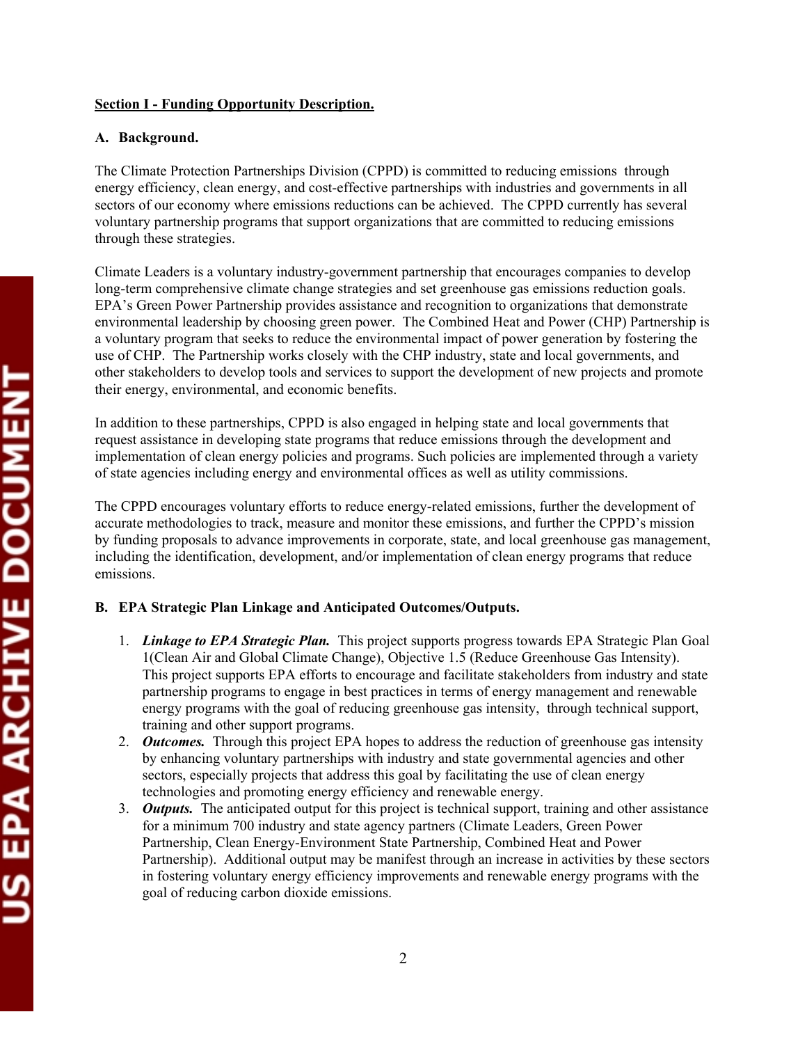**Section I - Funding Opportunity Description.**

**A. Background.**

The Climate Protection Partnerships Division (CPPD) is committed to reducing emissions through energy efficiency, clean energy, and cost-effective partnerships with industries and governments in all sectors of our economy where emissions reductions can be achieved. The CPPD currently has several voluntary partnership programs that support organizations that are committed to reducing emissions through these strategies.

Climate Leaders is a voluntary industry-government partnership that encourages companies to develop long-term comprehensive climate change strategies and set greenhouse gas emissions reduction goals. EPA's Green Power Partnership provides assistance and recognition to organizations that demonstrate environmental leadership by choosing green power. The Combined Heat and Power (CHP) Partnership is a voluntary program that seeks to reduce the environmental impact of power generation by fostering the use of CHP. The Partnership works closely with the CHP industry, state and local governments, and other stakeholders to develop tools and services to support the development of new projects and promote their energy, environmental, and economic benefits.

In addition to these partnerships, CPPD is also engaged in helping state and local governments that request assistance in developing state programs that reduce emissions through the development and implementation of clean energy policies and programs. Such policies are implemented through a variety of state agencies including energy and environmental offices as well as utility commissions.

The CPPD encourages voluntary efforts to reduce energy-related emissions, further the development of accurate methodologies to track, measure and monitor these emissions, and further the CPPD's mission by funding proposals to advance improvements in corporate, state, and local greenhouse gas management, including the identification, development, and/or implementation of clean energy programs that reduce emissions.

**B. EPA Strategic Plan Linkage and Anticipated Outcomes/Outputs.**

1. ***Linkage to EPA Strategic Plan.*** This project supports progress towards EPA Strategic Plan Goal 1(Clean Air and Global Climate Change), Objective 1.5 (Reduce Greenhouse Gas Intensity). This project supports EPA efforts to encourage and facilitate stakeholders from industry and state partnership programs to engage in best practices in terms of energy management and renewable energy programs with the goal of reducing greenhouse gas intensity, through technical support, training and other support programs.
2. ***Outcomes.*** Through this project EPA hopes to address the reduction of greenhouse gas intensity by enhancing voluntary partnerships with industry and state governmental agencies and other sectors, especially projects that address this goal by facilitating the use of clean energy technologies and promoting energy efficiency and renewable energy.
3. ***Outputs.*** The anticipated output for this project is technical support, training and other assistance for a minimum 700 industry and state agency partners (Climate Leaders, Green Power Partnership, Clean Energy-Environment State Partnership, Combined Heat and Power Partnership). Additional output may be manifest through an increase in activities by these sectors in fostering voluntary energy efficiency improvements and renewable energy programs with the goal of reducing carbon dioxide emissions.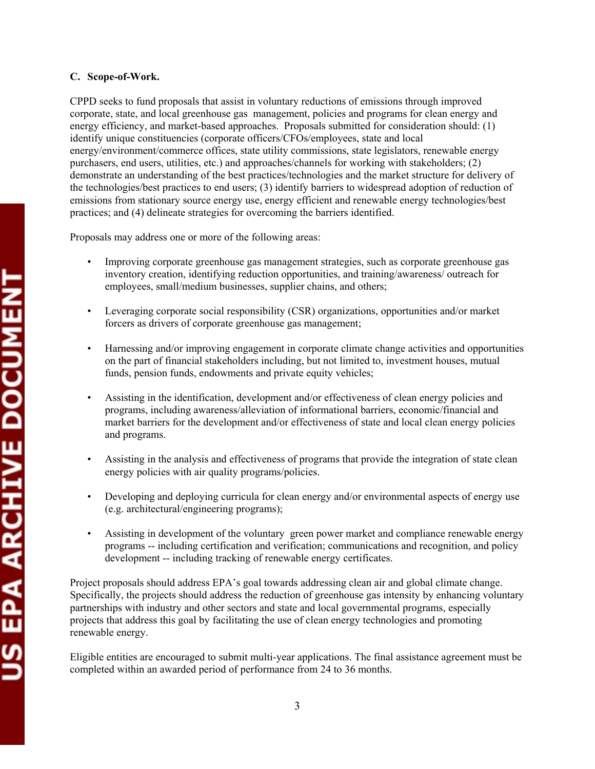**C. Scope-of-Work.**

CPPD seeks to fund proposals that assist in voluntary reductions of emissions through improved corporate, state, and local greenhouse gas management, policies and programs for clean energy and energy efficiency, and market-based approaches. Proposals submitted for consideration should: (1) identify unique constituencies (corporate officers/CFOs/employees, state and local energy/environment/commerce offices, state utility commissions, state legislators, renewable energy purchasers, end users, utilities, etc.) and approaches/channels for working with stakeholders; (2) demonstrate an understanding of the best practices/technologies and the market structure for delivery of the technologies/best practices to end users; (3) identify barriers to widespread adoption of reduction of emissions from stationary source energy use, energy efficient and renewable energy technologies/best practices; and (4) delineate strategies for overcoming the barriers identified.

Proposals may address one or more of the following areas:

- Improving corporate greenhouse gas management strategies, such as corporate greenhouse gas inventory creation, identifying reduction opportunities, and training/awareness/ outreach for employees, small/medium businesses, supplier chains, and others;
- Leveraging corporate social responsibility (CSR) organizations, opportunities and/or market forcers as drivers of corporate greenhouse gas management;
- Harnessing and/or improving engagement in corporate climate change activities and opportunities on the part of financial stakeholders including, but not limited to, investment houses, mutual funds, pension funds, endowments and private equity vehicles;
- Assisting in the identification, development and/or effectiveness of clean energy policies and programs, including awareness/alleviation of informational barriers, economic/financial and market barriers for the development and/or effectiveness of state and local clean energy policies and programs.
- Assisting in the analysis and effectiveness of programs that provide the integration of state clean energy policies with air quality programs/policies.
- Developing and deploying curricula for clean energy and/or environmental aspects of energy use (e.g. architectural/engineering programs);
- Assisting in development of the voluntary green power market and compliance renewable energy programs -- including certification and verification; communications and recognition, and policy development -- including tracking of renewable energy certificates.

Project proposals should address EPA's goal towards addressing clean air and global climate change. Specifically, the projects should address the reduction of greenhouse gas intensity by enhancing voluntary partnerships with industry and other sectors and state and local governmental programs, especially projects that address this goal by facilitating the use of clean energy technologies and promoting renewable energy.

Eligible entities are encouraged to submit multi-year applications. The final assistance agreement must be completed within an awarded period of performance from 24 to 36 months.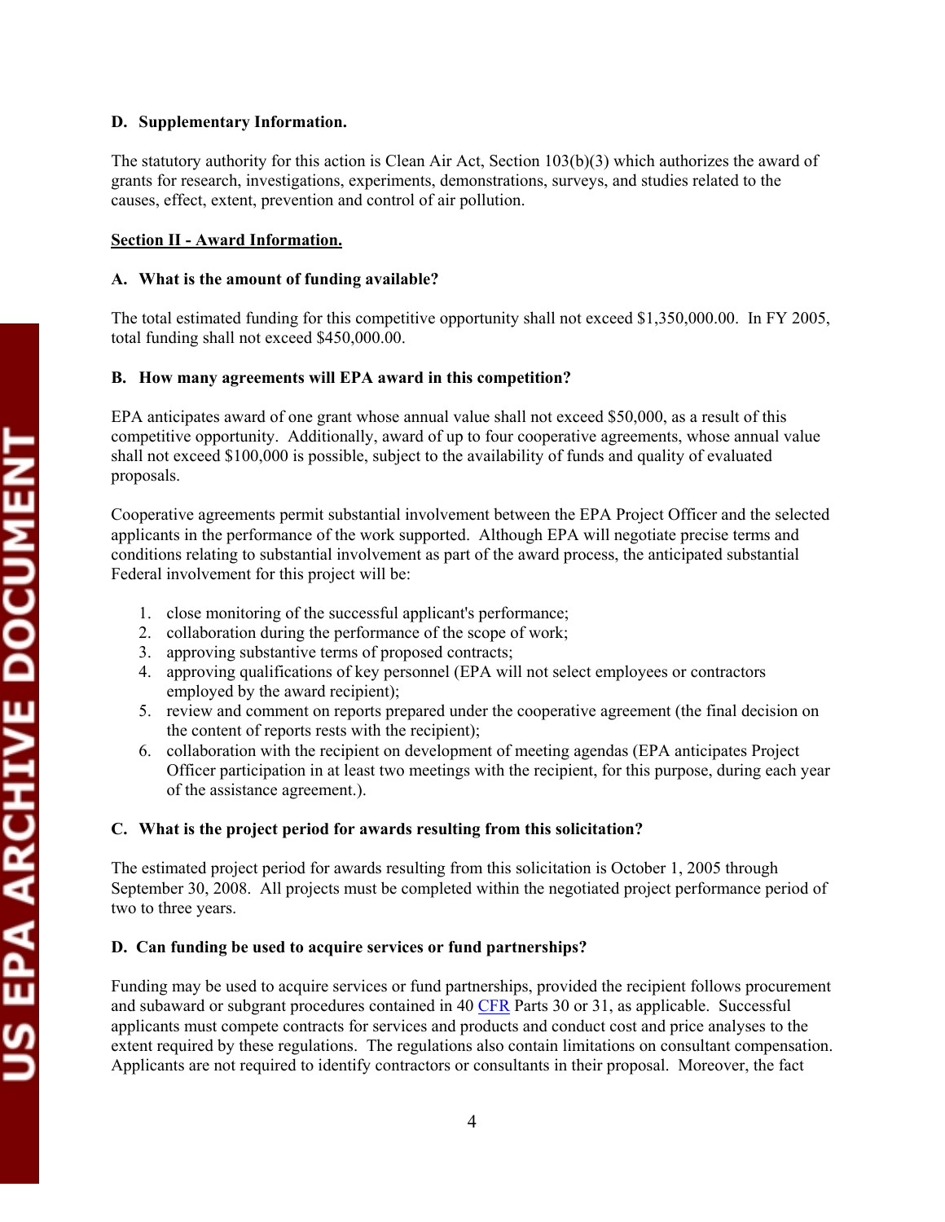**D. Supplementary Information.**

The statutory authority for this action is Clean Air Act, Section 103(b)(3) which authorizes the award of grants for research, investigations, experiments, demonstrations, surveys, and studies related to the causes, effect, extent, prevention and control of air pollution.

## Section II - Award Information.

**A. What is the amount of funding available?**

The total estimated funding for this competitive opportunity shall not exceed $1,350,000.00. In FY 2005, total funding shall not exceed $450,000.00.

**B. How many agreements will EPA award in this competition?**

EPA anticipates award of one grant whose annual value shall not exceed $50,000, as a result of this competitive opportunity. Additionally, award of up to four cooperative agreements, whose annual value shall not exceed $100,000 is possible, subject to the availability of funds and quality of evaluated proposals.

Cooperative agreements permit substantial involvement between the EPA Project Officer and the selected applicants in the performance of the work supported. Although EPA will negotiate precise terms and conditions relating to substantial involvement as part of the award process, the anticipated substantial Federal involvement for this project will be:

1. close monitoring of the successful applicant's performance;
2. collaboration during the performance of the scope of work;
3. approving substantive terms of proposed contracts;
4. approving qualifications of key personnel (EPA will not select employees or contractors employed by the award recipient);
5. review and comment on reports prepared under the cooperative agreement (the final decision on the content of reports rests with the recipient);
6. collaboration with the recipient on development of meeting agendas (EPA anticipates Project Officer participation in at least two meetings with the recipient, for this purpose, during each year of the assistance agreement.).

**C. What is the project period for awards resulting from this solicitation?**

The estimated project period for awards resulting from this solicitation is October 1, 2005 through September 30, 2008. All projects must be completed within the negotiated project performance period of two to three years.

**D. Can funding be used to acquire services or fund partnerships?**

Funding may be used to acquire services or fund partnerships, provided the recipient follows procurement and subaward or subgrant procedures contained in 40 CFR Parts 30 or 31, as applicable. Successful applicants must compete contracts for services and products and conduct cost and price analyses to the extent required by these regulations. The regulations also contain limitations on consultant compensation. Applicants are not required to identify contractors or consultants in their proposal. Moreover, the fact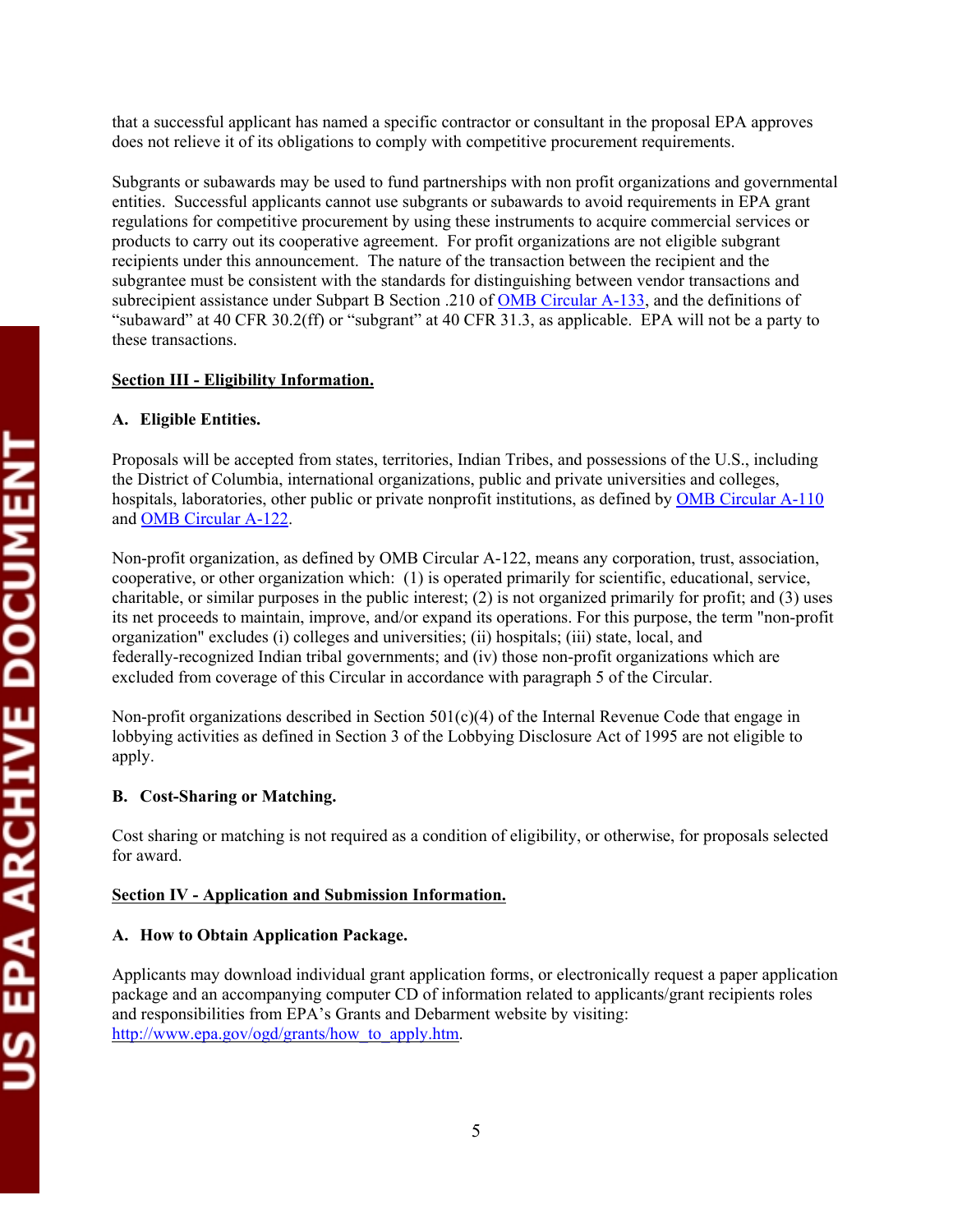that a successful applicant has named a specific contractor or consultant in the proposal EPA approves does not relieve it of its obligations to comply with competitive procurement requirements.

Subgrants or subawards may be used to fund partnerships with non profit organizations and governmental entities. Successful applicants cannot use subgrants or subawards to avoid requirements in EPA grant regulations for competitive procurement by using these instruments to acquire commercial services or products to carry out its cooperative agreement. For profit organizations are not eligible subgrant recipients under this announcement. The nature of the transaction between the recipient and the subgrantee must be consistent with the standards for distinguishing between vendor transactions and subrecipient assistance under Subpart B Section .210 of [OMB Circular A-133](), and the definitions of "subaward" at 40 CFR 30.2(ff) or "subgrant" at 40 CFR 31.3, as applicable. EPA will not be a party to these transactions.

## Section III - Eligibility Information.

### A. Eligible Entities.

Proposals will be accepted from states, territories, Indian Tribes, and possessions of the U.S., including the District of Columbia, international organizations, public and private universities and colleges, hospitals, laboratories, other public or private nonprofit institutions, as defined by [OMB Circular A-110]() and [OMB Circular A-122]().

Non-profit organization, as defined by OMB Circular A-122, means any corporation, trust, association, cooperative, or other organization which: (1) is operated primarily for scientific, educational, service, charitable, or similar purposes in the public interest; (2) is not organized primarily for profit; and (3) uses its net proceeds to maintain, improve, and/or expand its operations. For this purpose, the term "non-profit organization" excludes (i) colleges and universities; (ii) hospitals; (iii) state, local, and federally-recognized Indian tribal governments; and (iv) those non-profit organizations which are excluded from coverage of this Circular in accordance with paragraph 5 of the Circular.

Non-profit organizations described in Section 501(c)(4) of the Internal Revenue Code that engage in lobbying activities as defined in Section 3 of the Lobbying Disclosure Act of 1995 are not eligible to apply.

### B. Cost-Sharing or Matching.

Cost sharing or matching is not required as a condition of eligibility, or otherwise, for proposals selected for award.

## Section IV - Application and Submission Information.

### A. How to Obtain Application Package.

Applicants may download individual grant application forms, or electronically request a paper application package and an accompanying computer CD of information related to applicants/grant recipients roles and responsibilities from EPA's Grants and Debarment website by visiting: [http://www.epa.gov/ogd/grants/how_to_apply.htm](http://www.epa.gov/ogd/grants/how_to_apply.htm).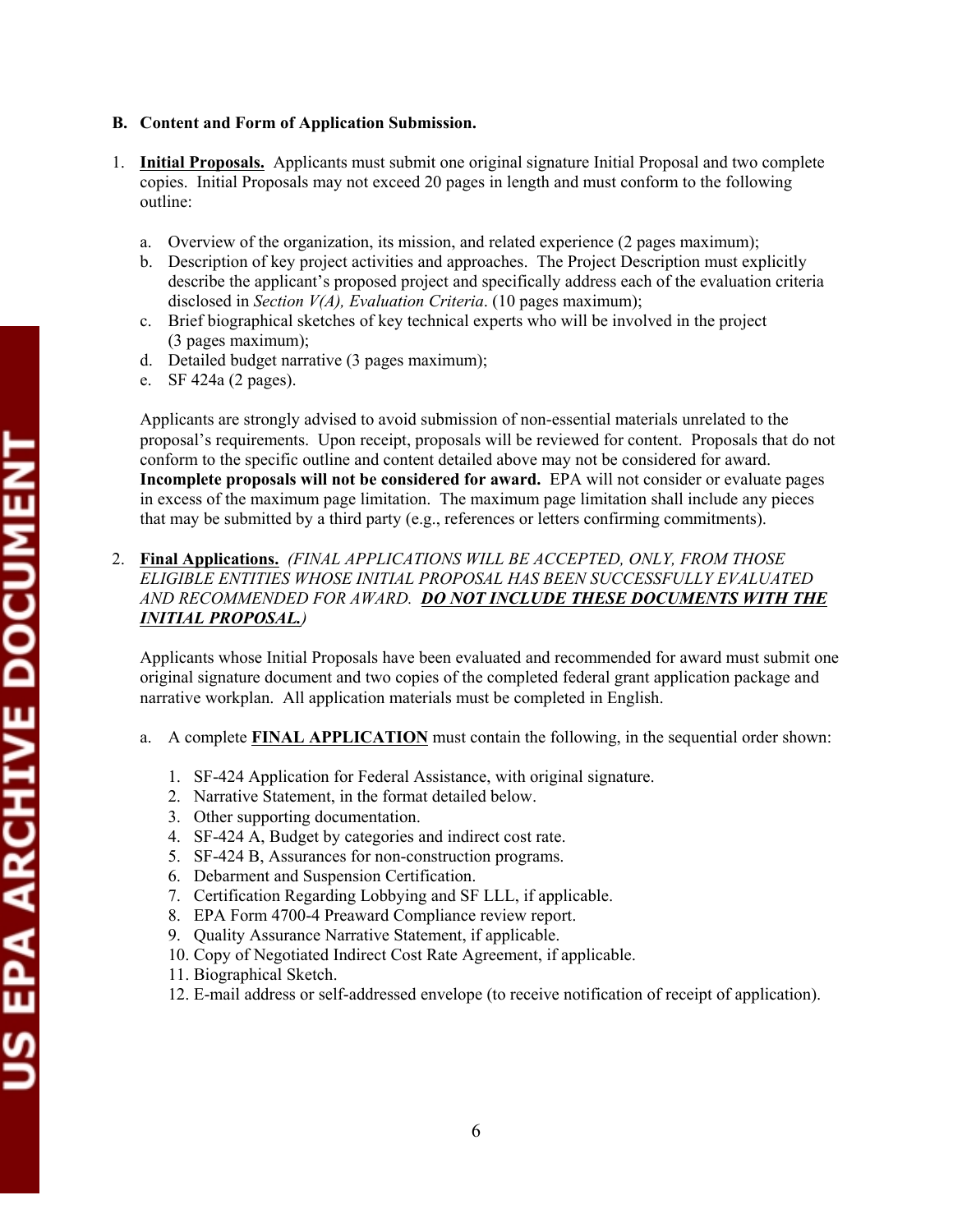**B. Content and Form of Application Submission.**

1. **Initial Proposals.** Applicants must submit one original signature Initial Proposal and two complete copies. Initial Proposals may not exceed 20 pages in length and must conform to the following outline:

   a. Overview of the organization, its mission, and related experience (2 pages maximum);
   b. Description of key project activities and approaches. The Project Description must explicitly describe the applicant's proposed project and specifically address each of the evaluation criteria disclosed in *Section V(A), Evaluation Criteria*. (10 pages maximum);
   c. Brief biographical sketches of key technical experts who will be involved in the project (3 pages maximum);
   d. Detailed budget narrative (3 pages maximum);
   e. SF 424a (2 pages).

   Applicants are strongly advised to avoid submission of non-essential materials unrelated to the proposal's requirements. Upon receipt, proposals will be reviewed for content. Proposals that do not conform to the specific outline and content detailed above may not be considered for award. **Incomplete proposals will not be considered for award.** EPA will not consider or evaluate pages in excess of the maximum page limitation. The maximum page limitation shall include any pieces that may be submitted by a third party (e.g., references or letters confirming commitments).

2. **Final Applications.** *(FINAL APPLICATIONS WILL BE ACCEPTED, ONLY, FROM THOSE ELIGIBLE ENTITIES WHOSE INITIAL PROPOSAL HAS BEEN SUCCESSFULLY EVALUATED AND RECOMMENDED FOR AWARD.* ***DO NOT INCLUDE THESE DOCUMENTS WITH THE INITIAL PROPOSAL.****)*

   Applicants whose Initial Proposals have been evaluated and recommended for award must submit one original signature document and two copies of the completed federal grant application package and narrative workplan. All application materials must be completed in English.

   a. A complete **FINAL APPLICATION** must contain the following, in the sequential order shown:

      1. SF-424 Application for Federal Assistance, with original signature.
      2. Narrative Statement, in the format detailed below.
      3. Other supporting documentation.
      4. SF-424 A, Budget by categories and indirect cost rate.
      5. SF-424 B, Assurances for non-construction programs.
      6. Debarment and Suspension Certification.
      7. Certification Regarding Lobbying and SF LLL, if applicable.
      8. EPA Form 4700-4 Preaward Compliance review report.
      9. Quality Assurance Narrative Statement, if applicable.
      10. Copy of Negotiated Indirect Cost Rate Agreement, if applicable.
      11. Biographical Sketch.
      12. E-mail address or self-addressed envelope (to receive notification of receipt of application).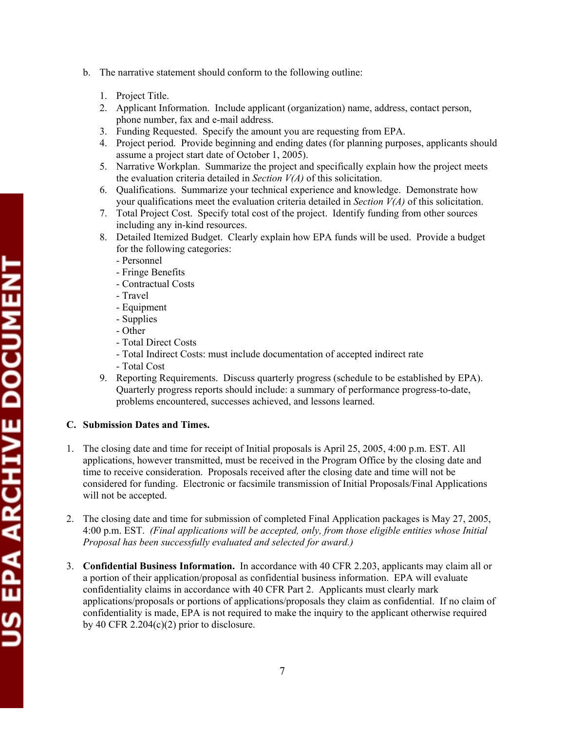b. The narrative statement should conform to the following outline:

1. Project Title.
2. Applicant Information. Include applicant (organization) name, address, contact person, phone number, fax and e-mail address.
3. Funding Requested. Specify the amount you are requesting from EPA.
4. Project period. Provide beginning and ending dates (for planning purposes, applicants should assume a project start date of October 1, 2005).
5. Narrative Workplan. Summarize the project and specifically explain how the project meets the evaluation criteria detailed in *Section V(A)* of this solicitation.
6. Qualifications. Summarize your technical experience and knowledge. Demonstrate how your qualifications meet the evaluation criteria detailed in *Section V(A)* of this solicitation.
7. Total Project Cost. Specify total cost of the project. Identify funding from other sources including any in-kind resources.
8. Detailed Itemized Budget. Clearly explain how EPA funds will be used. Provide a budget for the following categories:
   - Personnel
   - Fringe Benefits
   - Contractual Costs
   - Travel
   - Equipment
   - Supplies
   - Other
   - Total Direct Costs
   - Total Indirect Costs: must include documentation of accepted indirect rate
   - Total Cost
9. Reporting Requirements. Discuss quarterly progress (schedule to be established by EPA). Quarterly progress reports should include: a summary of performance progress-to-date, problems encountered, successes achieved, and lessons learned.

**C. Submission Dates and Times.**

1. The closing date and time for receipt of Initial proposals is April 25, 2005, 4:00 p.m. EST. All applications, however transmitted, must be received in the Program Office by the closing date and time to receive consideration. Proposals received after the closing date and time will not be considered for funding. Electronic or facsimile transmission of Initial Proposals/Final Applications will not be accepted.

2. The closing date and time for submission of completed Final Application packages is May 27, 2005, 4:00 p.m. EST. *(Final applications will be accepted, only, from those eligible entities whose Initial Proposal has been successfully evaluated and selected for award.)*

3. **Confidential Business Information.** In accordance with 40 CFR 2.203, applicants may claim all or a portion of their application/proposal as confidential business information. EPA will evaluate confidentiality claims in accordance with 40 CFR Part 2. Applicants must clearly mark applications/proposals or portions of applications/proposals they claim as confidential. If no claim of confidentiality is made, EPA is not required to make the inquiry to the applicant otherwise required by 40 CFR 2.204(c)(2) prior to disclosure.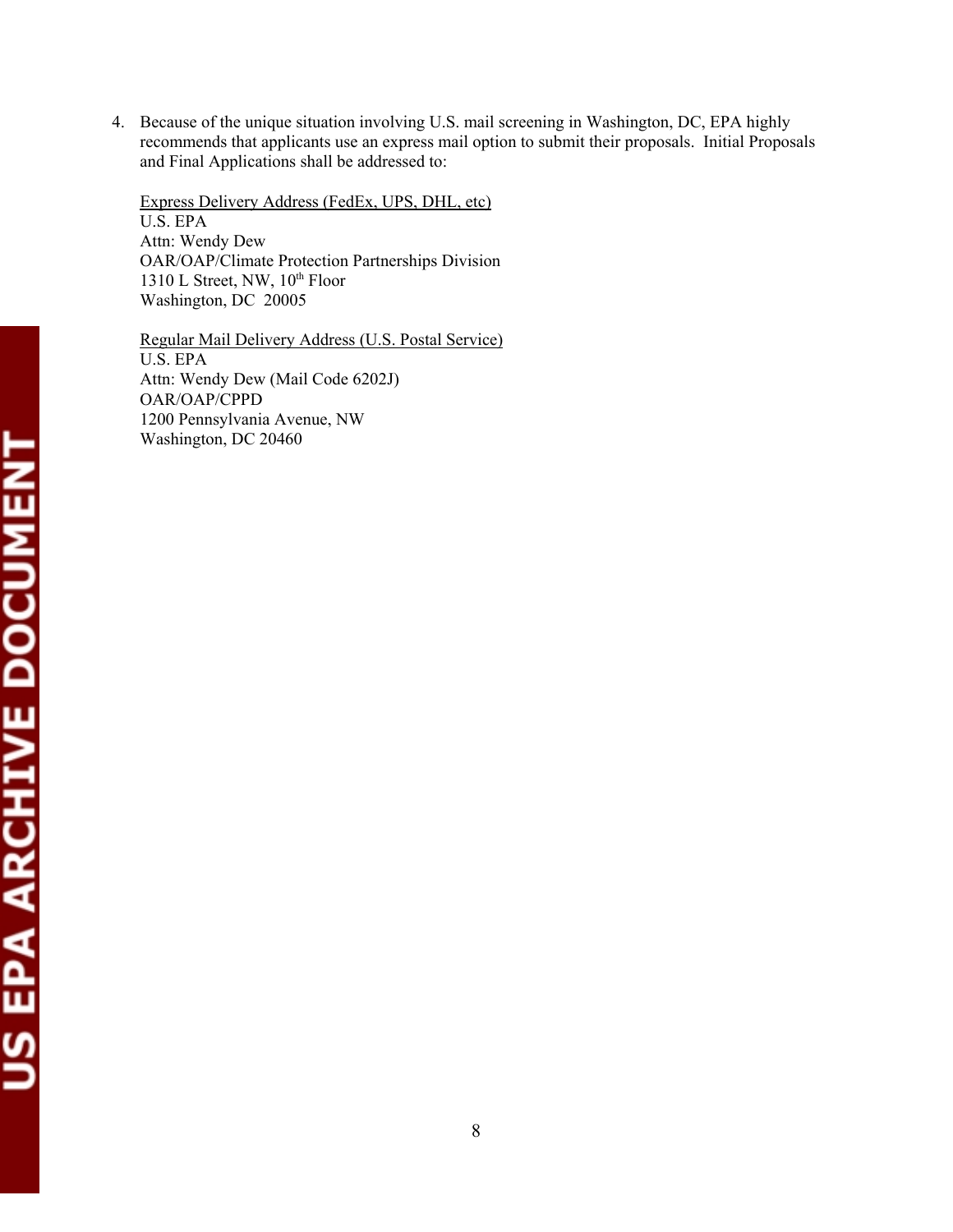4. Because of the unique situation involving U.S. mail screening in Washington, DC, EPA highly recommends that applicants use an express mail option to submit their proposals. Initial Proposals and Final Applications shall be addressed to:

   <u>Express Delivery Address (FedEx, UPS, DHL, etc)</u>
   U.S. EPA
   Attn: Wendy Dew
   OAR/OAP/Climate Protection Partnerships Division
   1310 L Street, NW, 10th Floor
   Washington, DC 20005

   <u>Regular Mail Delivery Address (U.S. Postal Service)</u>
   U.S. EPA
   Attn: Wendy Dew (Mail Code 6202J)
   OAR/OAP/CPPD
   1200 Pennsylvania Avenue, NW
   Washington, DC 20460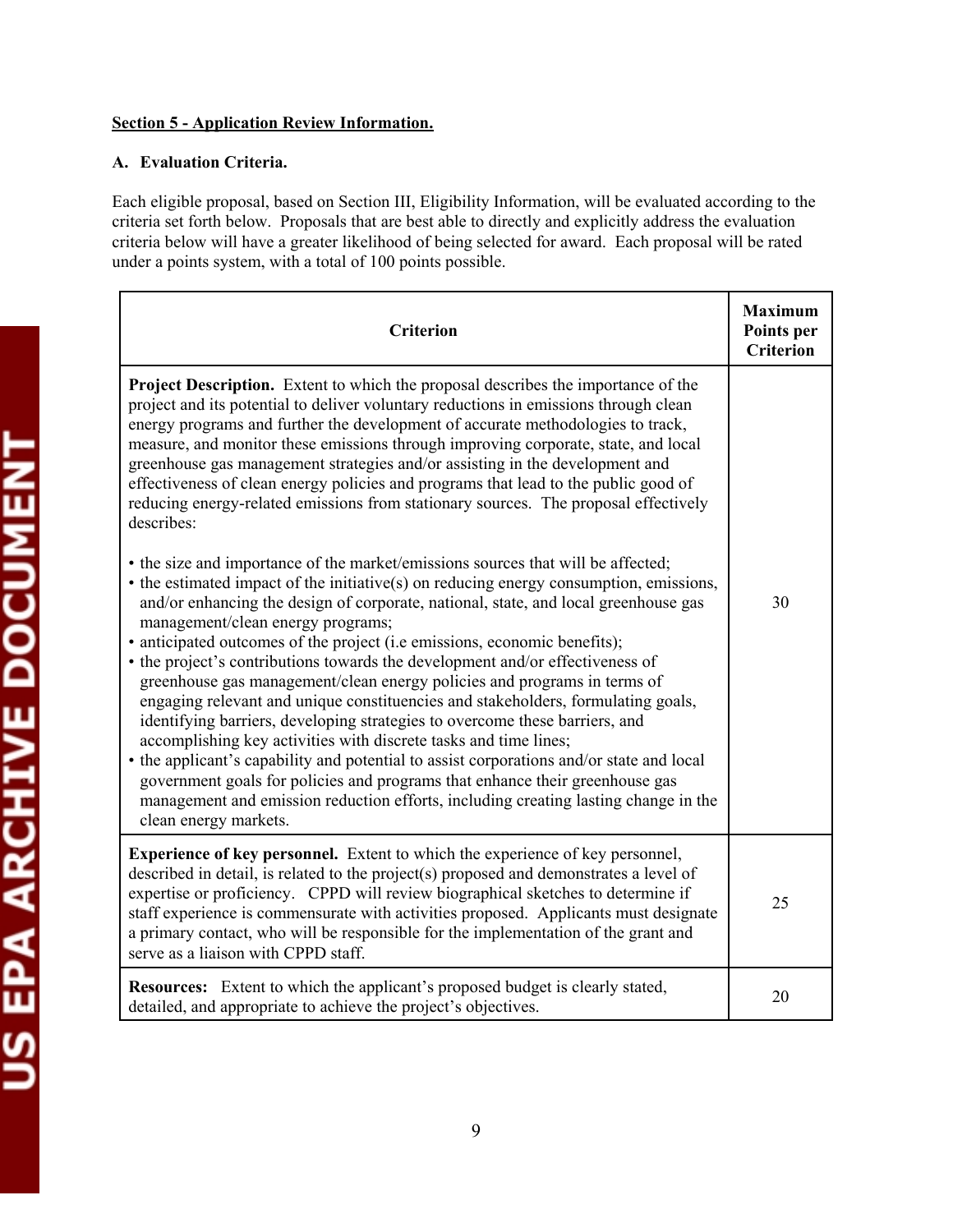**Section 5 - Application Review Information.**

**A. Evaluation Criteria.**

Each eligible proposal, based on Section III, Eligibility Information, will be evaluated according to the criteria set forth below. Proposals that are best able to directly and explicitly address the evaluation criteria below will have a greater likelihood of being selected for award. Each proposal will be rated under a points system, with a total of 100 points possible.

| Criterion | Maximum Points per Criterion |
|---|---|
| **Project Description.** Extent to which the proposal describes the importance of the project and its potential to deliver voluntary reductions in emissions through clean energy programs and further the development of accurate methodologies to track, measure, and monitor these emissions through improving corporate, state, and local greenhouse gas management strategies and/or assisting in the development and effectiveness of clean energy policies and programs that lead to the public good of reducing energy-related emissions from stationary sources. The proposal effectively describes:<br><br>• the size and importance of the market/emissions sources that will be affected;<br>• the estimated impact of the initiative(s) on reducing energy consumption, emissions, and/or enhancing the design of corporate, national, state, and local greenhouse gas management/clean energy programs;<br>• anticipated outcomes of the project (i.e emissions, economic benefits);<br>• the project's contributions towards the development and/or effectiveness of greenhouse gas management/clean energy policies and programs in terms of engaging relevant and unique constituencies and stakeholders, formulating goals, identifying barriers, developing strategies to overcome these barriers, and accomplishing key activities with discrete tasks and time lines;<br>• the applicant's capability and potential to assist corporations and/or state and local government goals for policies and programs that enhance their greenhouse gas management and emission reduction efforts, including creating lasting change in the clean energy markets. | 30 |
| **Experience of key personnel.** Extent to which the experience of key personnel, described in detail, is related to the project(s) proposed and demonstrates a level of expertise or proficiency. CPPD will review biographical sketches to determine if staff experience is commensurate with activities proposed. Applicants must designate a primary contact, who will be responsible for the implementation of the grant and serve as a liaison with CPPD staff. | 25 |
| **Resources:** Extent to which the applicant's proposed budget is clearly stated, detailed, and appropriate to achieve the project's objectives. | 20 |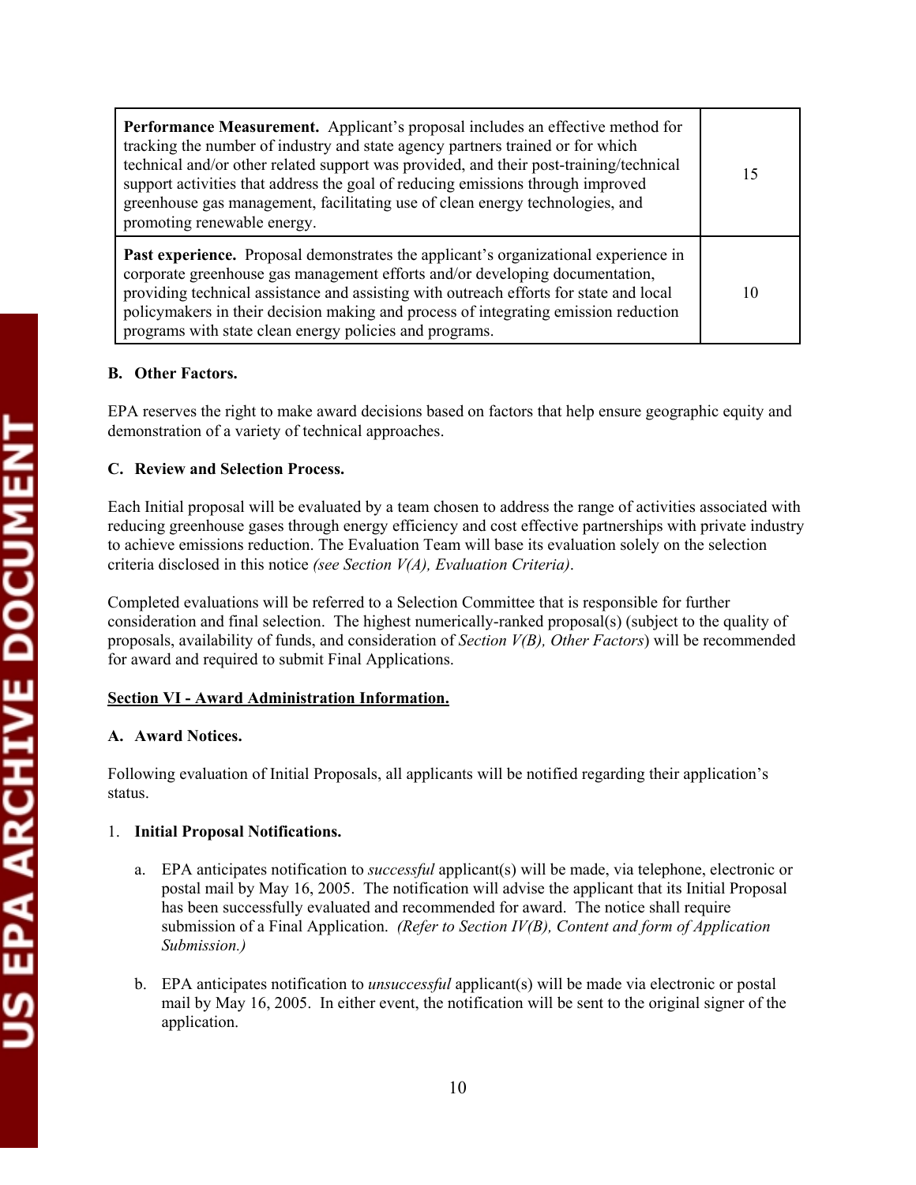| | |
|---|---|
| **Performance Measurement.** Applicant's proposal includes an effective method for tracking the number of industry and state agency partners trained or for which technical and/or other related support was provided, and their post-training/technical support activities that address the goal of reducing emissions through improved greenhouse gas management, facilitating use of clean energy technologies, and promoting renewable energy. | 15 |
| **Past experience.** Proposal demonstrates the applicant's organizational experience in corporate greenhouse gas management efforts and/or developing documentation, providing technical assistance and assisting with outreach efforts for state and local policymakers in their decision making and process of integrating emission reduction programs with state clean energy policies and programs. | 10 |

**B. Other Factors.**

EPA reserves the right to make award decisions based on factors that help ensure geographic equity and demonstration of a variety of technical approaches.

**C. Review and Selection Process.**

Each Initial proposal will be evaluated by a team chosen to address the range of activities associated with reducing greenhouse gases through energy efficiency and cost effective partnerships with private industry to achieve emissions reduction. The Evaluation Team will base its evaluation solely on the selection criteria disclosed in this notice *(see Section V(A), Evaluation Criteria)*.

Completed evaluations will be referred to a Selection Committee that is responsible for further consideration and final selection. The highest numerically-ranked proposal(s) (subject to the quality of proposals, availability of funds, and consideration of *Section V(B), Other Factors*) will be recommended for award and required to submit Final Applications.

## Section VI - Award Administration Information.

**A. Award Notices.**

Following evaluation of Initial Proposals, all applicants will be notified regarding their application's status.

1. **Initial Proposal Notifications.**

   a. EPA anticipates notification to *successful* applicant(s) will be made, via telephone, electronic or postal mail by May 16, 2005. The notification will advise the applicant that its Initial Proposal has been successfully evaluated and recommended for award. The notice shall require submission of a Final Application. *(Refer to Section IV(B), Content and form of Application Submission.)*

   b. EPA anticipates notification to *unsuccessful* applicant(s) will be made via electronic or postal mail by May 16, 2005. In either event, the notification will be sent to the original signer of the application.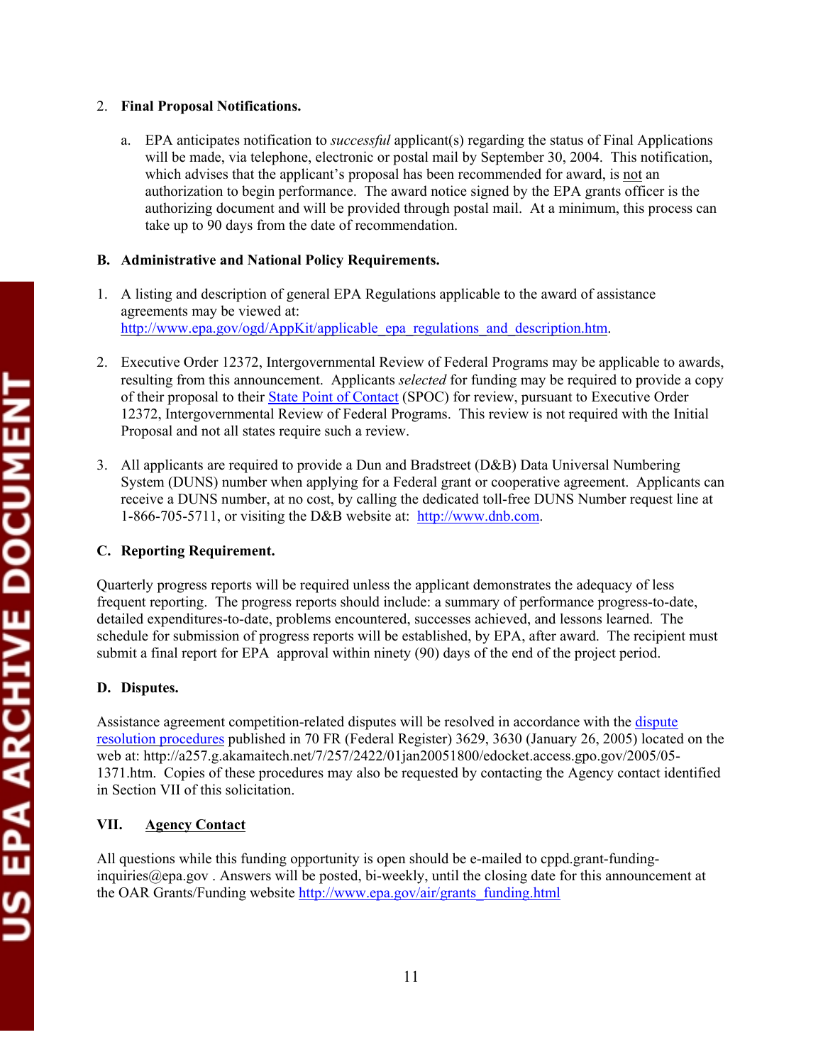2. **Final Proposal Notifications.**

   a. EPA anticipates notification to *successful* applicant(s) regarding the status of Final Applications will be made, via telephone, electronic or postal mail by September 30, 2004. This notification, which advises that the applicant's proposal has been recommended for award, is not an authorization to begin performance. The award notice signed by the EPA grants officer is the authorizing document and will be provided through postal mail. At a minimum, this process can take up to 90 days from the date of recommendation.

**B. Administrative and National Policy Requirements.**

1. A listing and description of general EPA Regulations applicable to the award of assistance agreements may be viewed at: http://www.epa.gov/ogd/AppKit/applicable_epa_regulations_and_description.htm.

2. Executive Order 12372, Intergovernmental Review of Federal Programs may be applicable to awards, resulting from this announcement. Applicants *selected* for funding may be required to provide a copy of their proposal to their State Point of Contact (SPOC) for review, pursuant to Executive Order 12372, Intergovernmental Review of Federal Programs. This review is not required with the Initial Proposal and not all states require such a review.

3. All applicants are required to provide a Dun and Bradstreet (D&B) Data Universal Numbering System (DUNS) number when applying for a Federal grant or cooperative agreement. Applicants can receive a DUNS number, at no cost, by calling the dedicated toll-free DUNS Number request line at 1-866-705-5711, or visiting the D&B website at: http://www.dnb.com.

**C. Reporting Requirement.**

Quarterly progress reports will be required unless the applicant demonstrates the adequacy of less frequent reporting. The progress reports should include: a summary of performance progress-to-date, detailed expenditures-to-date, problems encountered, successes achieved, and lessons learned. The schedule for submission of progress reports will be established, by EPA, after award. The recipient must submit a final report for EPA approval within ninety (90) days of the end of the project period.

**D. Disputes.**

Assistance agreement competition-related disputes will be resolved in accordance with the dispute resolution procedures published in 70 FR (Federal Register) 3629, 3630 (January 26, 2005) located on the web at: http://a257.g.akamaitech.net/7/257/2422/01jan20051800/edocket.access.gpo.gov/2005/05-1371.htm. Copies of these procedures may also be requested by contacting the Agency contact identified in Section VII of this solicitation.

## VII. Agency Contact

All questions while this funding opportunity is open should be e-mailed to cppd.grant-funding-inquiries@epa.gov . Answers will be posted, bi-weekly, until the closing date for this announcement at the OAR Grants/Funding website http://www.epa.gov/air/grants_funding.html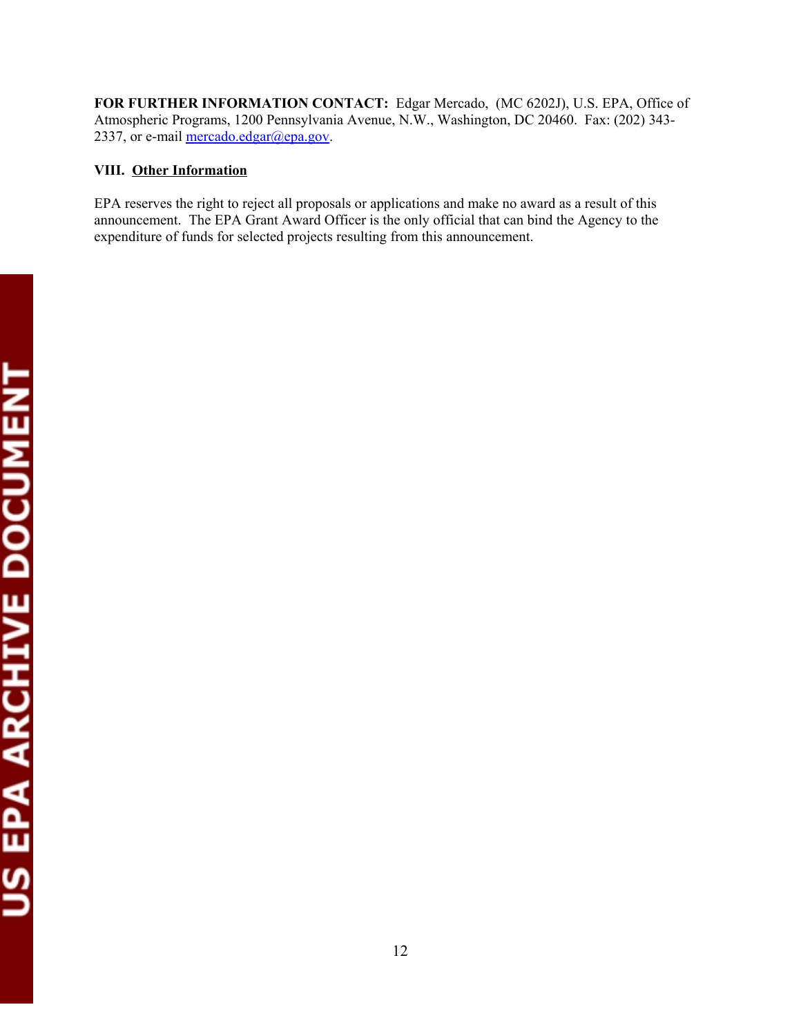**FOR FURTHER INFORMATION CONTACT:** Edgar Mercado, (MC 6202J), U.S. EPA, Office of Atmospheric Programs, 1200 Pennsylvania Avenue, N.W., Washington, DC 20460. Fax: (202) 343-2337, or e-mail mercado.edgar@epa.gov.

## VIII. Other Information

EPA reserves the right to reject all proposals or applications and make no award as a result of this announcement. The EPA Grant Award Officer is the only official that can bind the Agency to the expenditure of funds for selected projects resulting from this announcement.